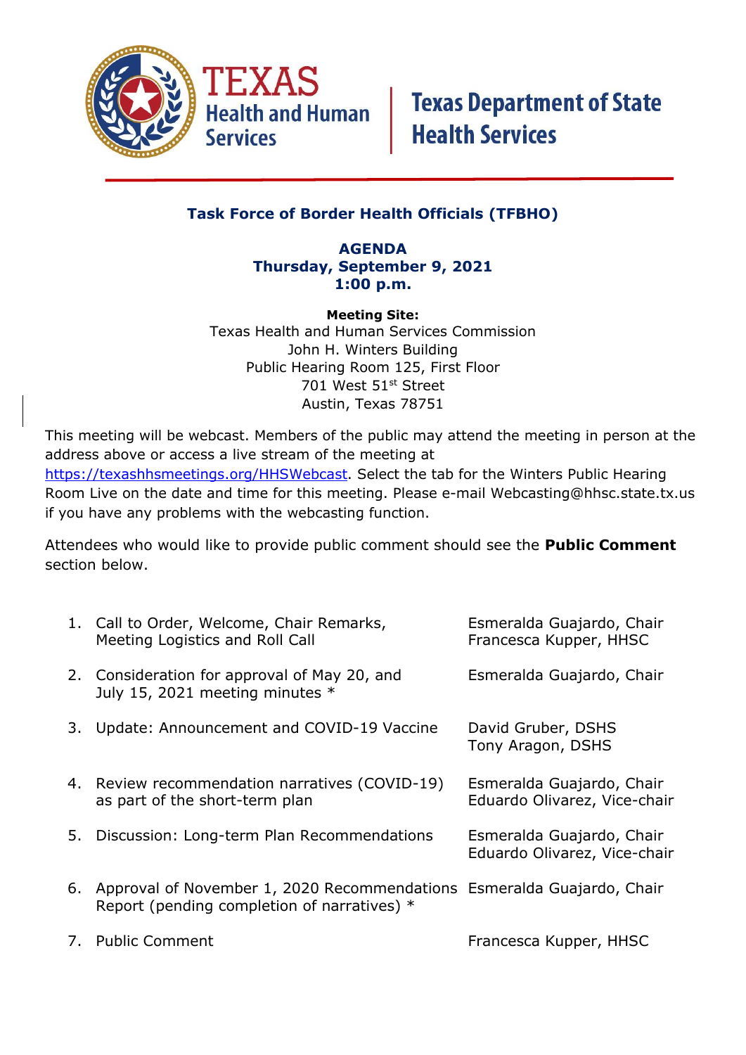TEXAS Health and Human Services | Texas Department of State Health Services

## Task Force of Border Health Officials (TFBHO)

**AGENDA**
**Thursday, September 9, 2021**
**1:00 p.m.**

**Meeting Site:**
Texas Health and Human Services Commission
John H. Winters Building
Public Hearing Room 125, First Floor
701 West 51st Street
Austin, Texas 78751

This meeting will be webcast. Members of the public may attend the meeting in person at the address above or access a live stream of the meeting at https://texashhsmeetings.org/HHSWebcast. Select the tab for the Winters Public Hearing Room Live on the date and time for this meeting. Please e-mail Webcasting@hhsc.state.tx.us if you have any problems with the webcasting function.

Attendees who would like to provide public comment should see the **Public Comment** section below.

| | Item | Presenter(s) |
|---|---|---|
| 1. | Call to Order, Welcome, Chair Remarks, Meeting Logistics and Roll Call | Esmeralda Guajardo, Chair; Francesca Kupper, HHSC |
| 2. | Consideration for approval of May 20, and July 15, 2021 meeting minutes * | Esmeralda Guajardo, Chair |
| 3. | Update: Announcement and COVID-19 Vaccine | David Gruber, DSHS; Tony Aragon, DSHS |
| 4. | Review recommendation narratives (COVID-19) as part of the short-term plan | Esmeralda Guajardo, Chair; Eduardo Olivarez, Vice-chair |
| 5. | Discussion: Long-term Plan Recommendations | Esmeralda Guajardo, Chair; Eduardo Olivarez, Vice-chair |
| 6. | Approval of November 1, 2020 Recommendations Report (pending completion of narratives) * | Esmeralda Guajardo, Chair |
| 7. | Public Comment | Francesca Kupper, HHSC |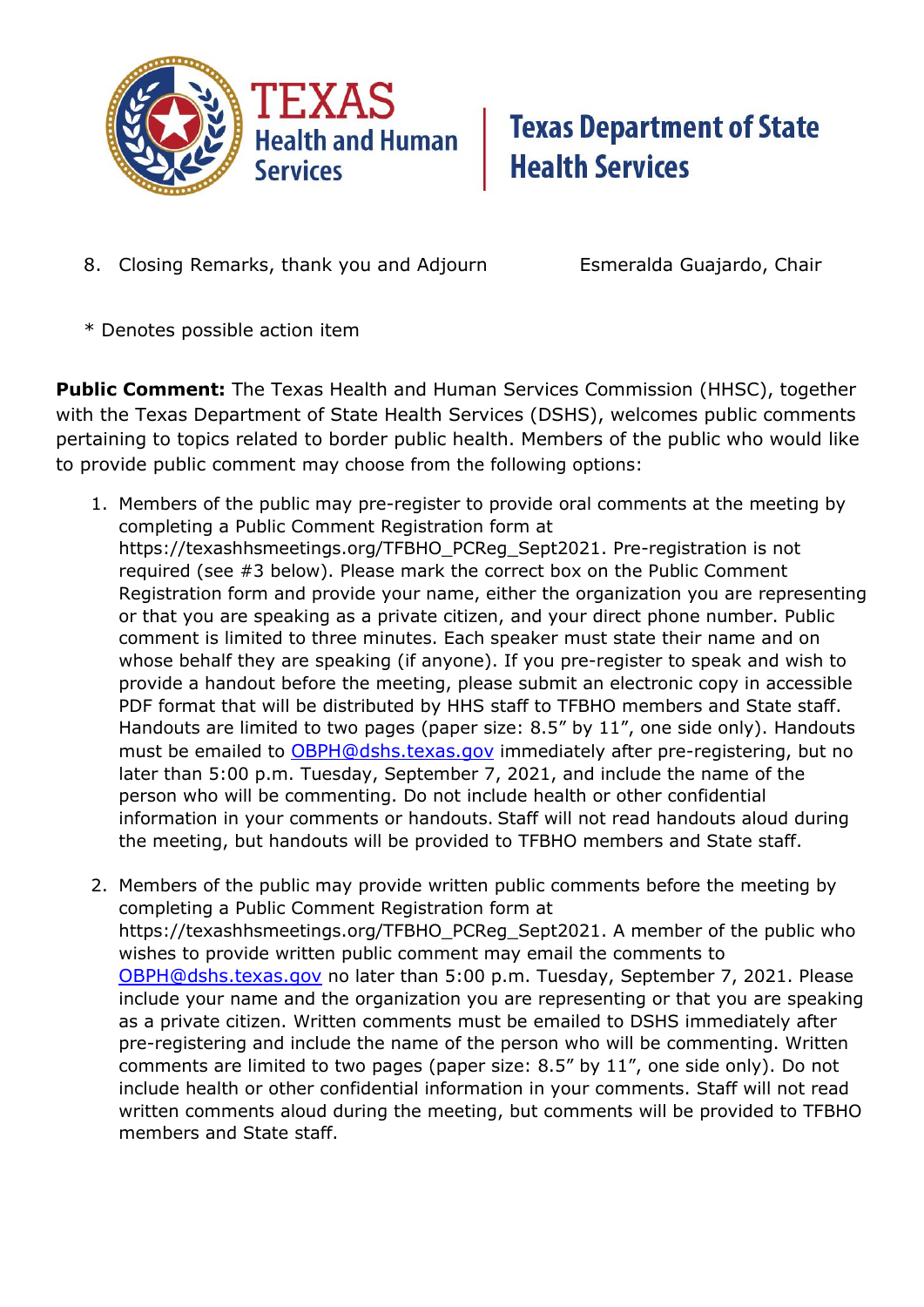8. Closing Remarks, thank you and Adjourn — Esmeralda Guajardo, Chair

* Denotes possible action item

**Public Comment:** The Texas Health and Human Services Commission (HHSC), together with the Texas Department of State Health Services (DSHS), welcomes public comments pertaining to topics related to border public health. Members of the public who would like to provide public comment may choose from the following options:

1. Members of the public may pre-register to provide oral comments at the meeting by completing a Public Comment Registration form at https://texashhsmeetings.org/TFBHO_PCReg_Sept2021. Pre-registration is not required (see #3 below). Please mark the correct box on the Public Comment Registration form and provide your name, either the organization you are representing or that you are speaking as a private citizen, and your direct phone number. Public comment is limited to three minutes. Each speaker must state their name and on whose behalf they are speaking (if anyone). If you pre-register to speak and wish to provide a handout before the meeting, please submit an electronic copy in accessible PDF format that will be distributed by HHS staff to TFBHO members and State staff. Handouts are limited to two pages (paper size: 8.5" by 11", one side only). Handouts must be emailed to OBPH@dshs.texas.gov immediately after pre-registering, but no later than 5:00 p.m. Tuesday, September 7, 2021, and include the name of the person who will be commenting. Do not include health or other confidential information in your comments or handouts. Staff will not read handouts aloud during the meeting, but handouts will be provided to TFBHO members and State staff.

2. Members of the public may provide written public comments before the meeting by completing a Public Comment Registration form at https://texashhsmeetings.org/TFBHO_PCReg_Sept2021. A member of the public who wishes to provide written public comment may email the comments to OBPH@dshs.texas.gov no later than 5:00 p.m. Tuesday, September 7, 2021. Please include your name and the organization you are representing or that you are speaking as a private citizen. Written comments must be emailed to DSHS immediately after pre-registering and include the name of the person who will be commenting. Written comments are limited to two pages (paper size: 8.5" by 11", one side only). Do not include health or other confidential information in your comments. Staff will not read written comments aloud during the meeting, but comments will be provided to TFBHO members and State staff.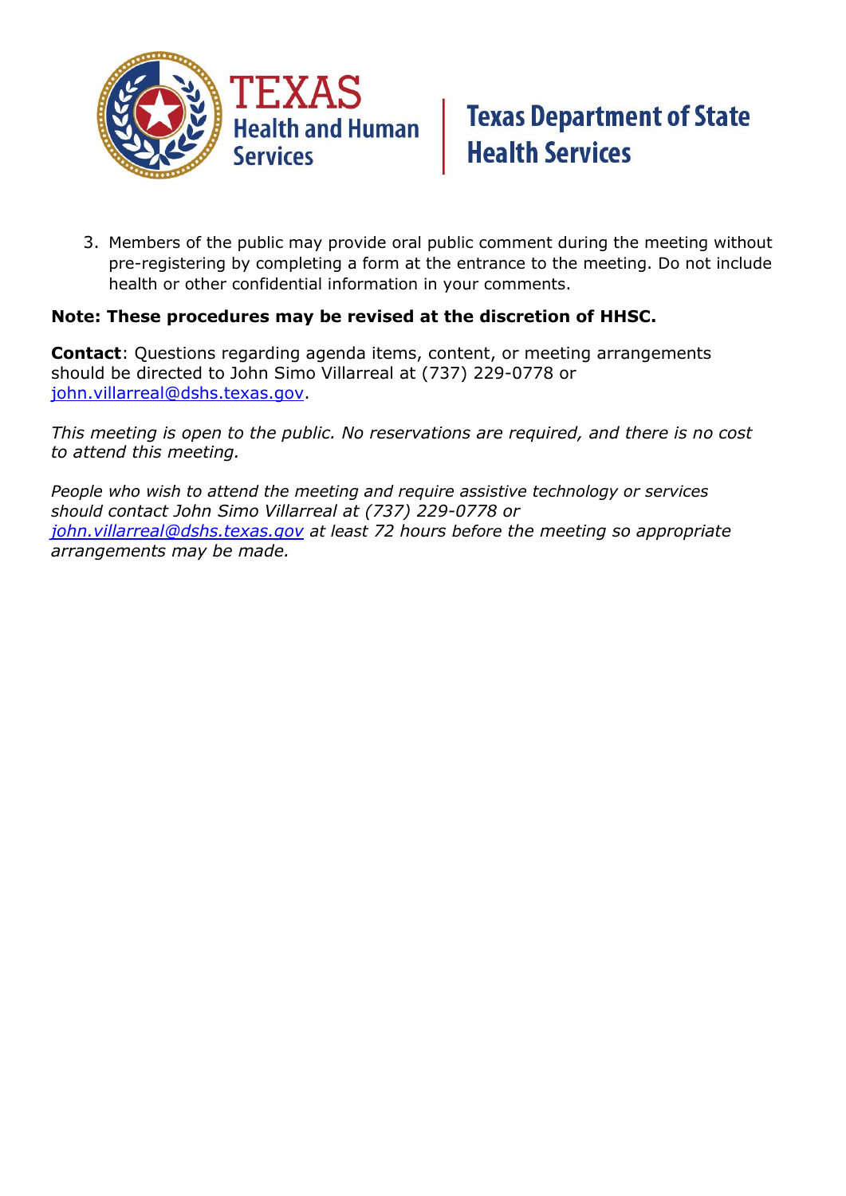3. Members of the public may provide oral public comment during the meeting without pre-registering by completing a form at the entrance to the meeting. Do not include health or other confidential information in your comments.

**Note: These procedures may be revised at the discretion of HHSC.**

**Contact**: Questions regarding agenda items, content, or meeting arrangements should be directed to John Simo Villarreal at (737) 229-0778 or john.villarreal@dshs.texas.gov.

*This meeting is open to the public. No reservations are required, and there is no cost to attend this meeting.*

*People who wish to attend the meeting and require assistive technology or services should contact John Simo Villarreal at (737) 229-0778 or john.villarreal@dshs.texas.gov at least 72 hours before the meeting so appropriate arrangements may be made.*